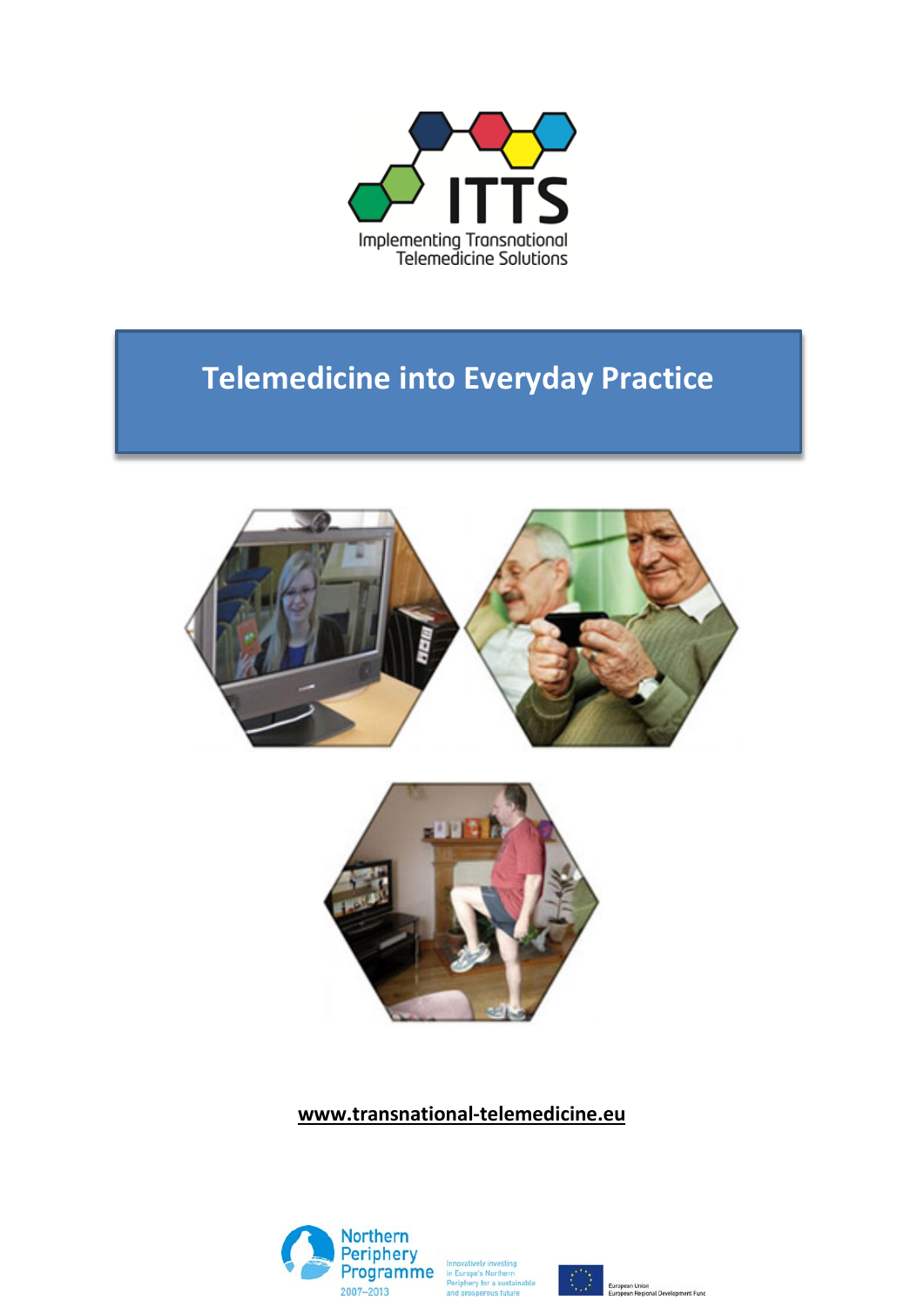ITTS

Implementing Transnational Telemedicine Solutions

# Telemedicine into Everyday Practice

**www.transnational-telemedicine.eu**

Northern Periphery Programme 2007–2013

Innovatively investing in Europe's Northern Periphery for a sustainable and prosperous future

European Union
European Regional Development Fund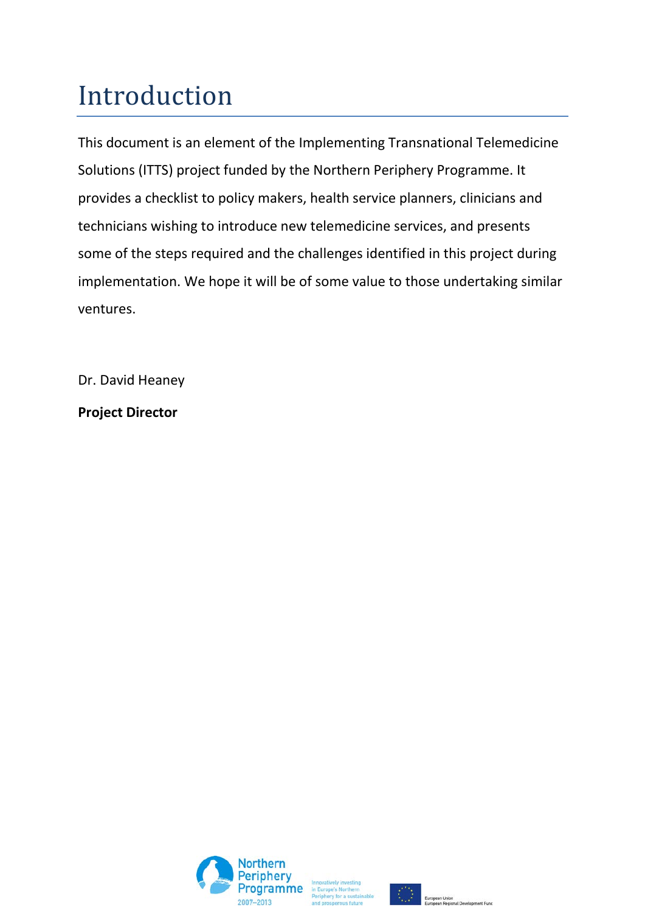# Introduction

This document is an element of the Implementing Transnational Telemedicine Solutions (ITTS) project funded by the Northern Periphery Programme. It provides a checklist to policy makers, health service planners, clinicians and technicians wishing to introduce new telemedicine services, and presents some of the steps required and the challenges identified in this project during implementation. We hope it will be of some value to those undertaking similar ventures.

Dr. David Heaney

**Project Director**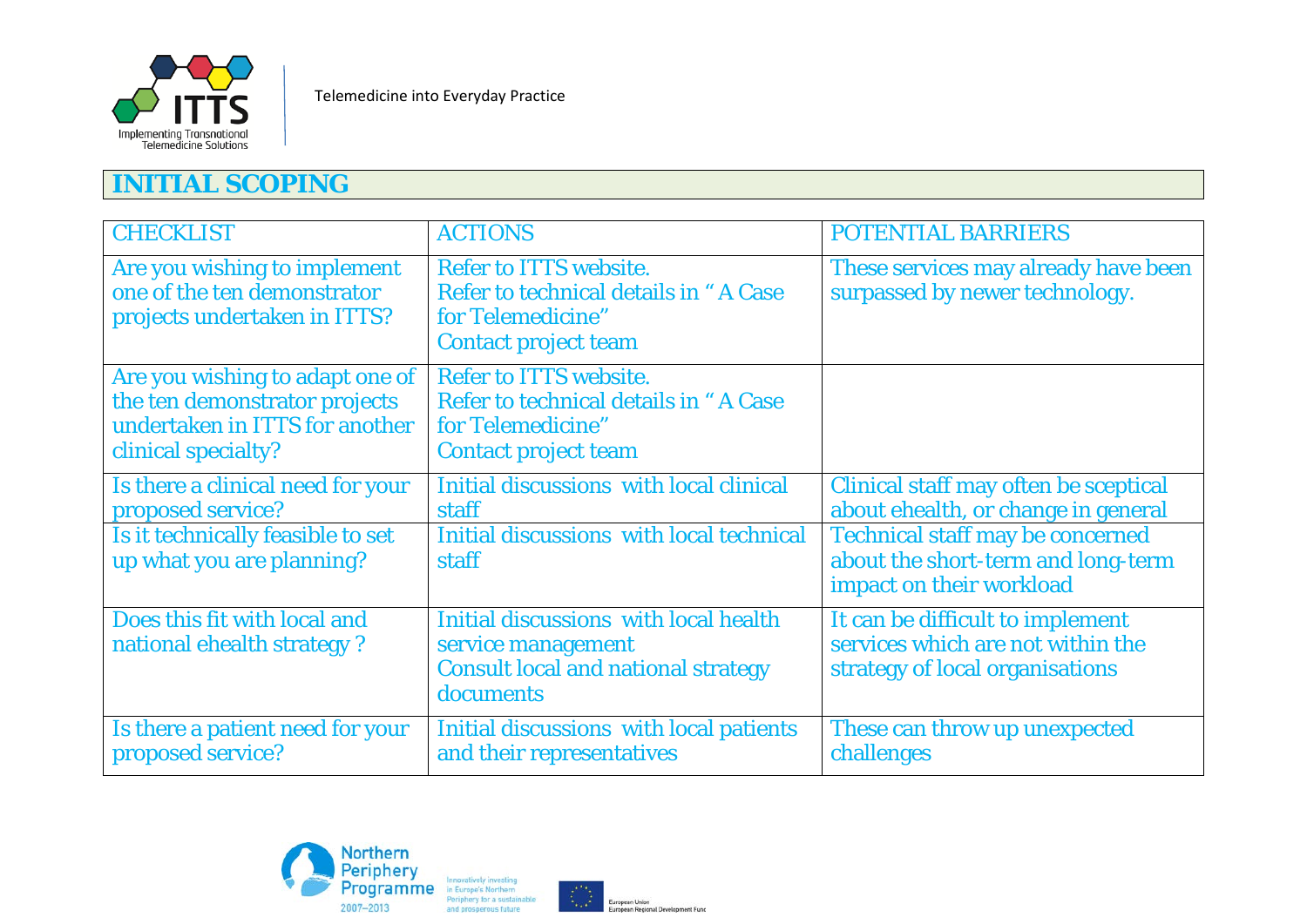## INITIAL SCOPING

| CHECKLIST | ACTIONS | POTENTIAL BARRIERS |
|---|---|---|
| Are you wishing to implement one of the ten demonstrator projects undertaken in ITTS? | Refer to ITTS website.<br>Refer to technical details in " A Case for Telemedicine"<br>Contact project team | These services may already have been surpassed by newer technology. |
| Are you wishing to adapt one of the ten demonstrator projects undertaken in ITTS for another clinical specialty? | Refer to ITTS website.<br>Refer to technical details in " A Case for Telemedicine"<br>Contact project team | |
| Is there a clinical need for your proposed service? | Initial discussions with local clinical staff | Clinical staff may often be sceptical about ehealth, or change in general |
| Is it technically feasible to set up what you are planning? | Initial discussions with local technical staff | Technical staff may be concerned about the short-term and long-term impact on their workload |
| Does this fit with local and national ehealth strategy ? | Initial discussions with local health service management<br>Consult local and national strategy documents | It can be difficult to implement services which are not within the strategy of local organisations |
| Is there a patient need for your proposed service? | Initial discussions with local patients and their representatives | These can throw up unexpected challenges |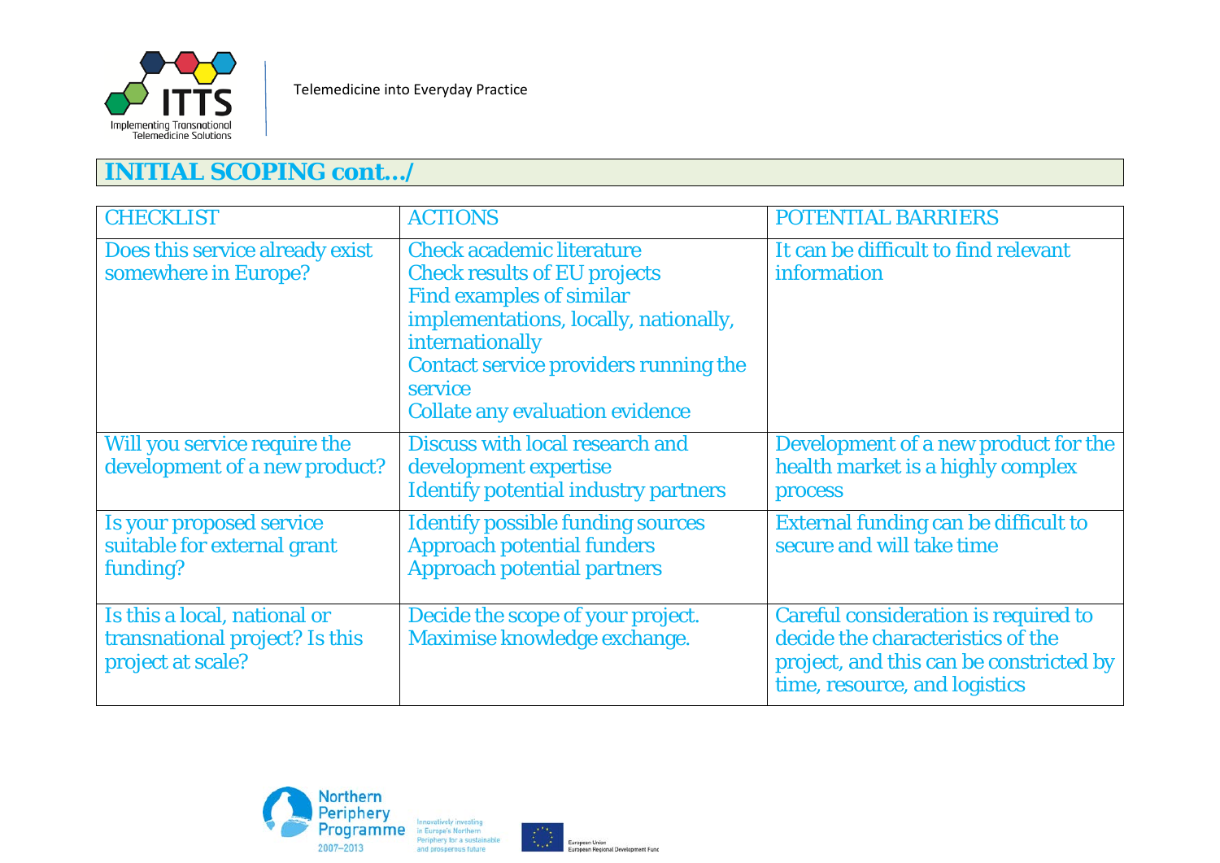## INITIAL SCOPING cont…/

| CHECKLIST | ACTIONS | POTENTIAL BARRIERS |
|---|---|---|
| Does this service already exist somewhere in Europe? | Check academic literature<br>Check results of EU projects<br>Find examples of similar implementations, locally, nationally, internationally<br>Contact service providers running the service<br>Collate any evaluation evidence | It can be difficult to find relevant information |
| Will you service require the development of a new product? | Discuss with local research and development expertise<br>Identify potential industry partners | Development of a new product for the health market is a highly complex process |
| Is your proposed service suitable for external grant funding? | Identify possible funding sources<br>Approach potential funders<br>Approach potential partners | External funding can be difficult to secure and will take time |
| Is this a local, national or transnational project? Is this project at scale? | Decide the scope of your project.<br>Maximise knowledge exchange. | Careful consideration is required to decide the characteristics of the project, and this can be constricted by time, resource, and logistics |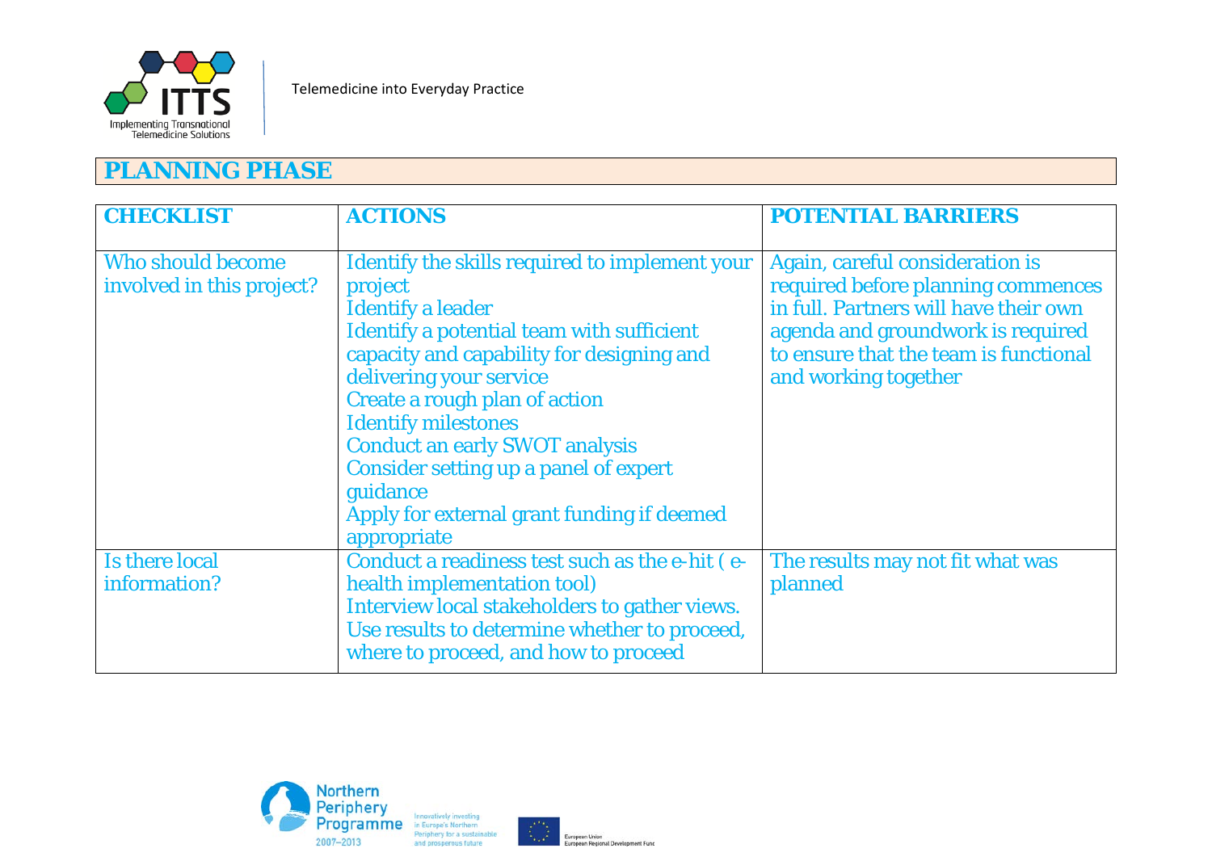## PLANNING PHASE

| CHECKLIST | ACTIONS | POTENTIAL BARRIERS |
|---|---|---|
| Who should become involved in this project? | Identify the skills required to implement your project<br>Identify a leader<br>Identify a potential team with sufficient capacity and capability for designing and delivering your service<br>Create a rough plan of action<br>Identify milestones<br>Conduct an early SWOT analysis<br>Consider setting up a panel of expert guidance<br>Apply for external grant funding if deemed appropriate | Again, careful consideration is required before planning commences in full. Partners will have their own agenda and groundwork is required to ensure that the team is functional and working together |
| Is there local information? | Conduct a readiness test such as the e-hit ( e-health implementation tool)<br>Interview local stakeholders to gather views.<br>Use results to determine whether to proceed, where to proceed, and how to proceed | The results may not fit what was planned |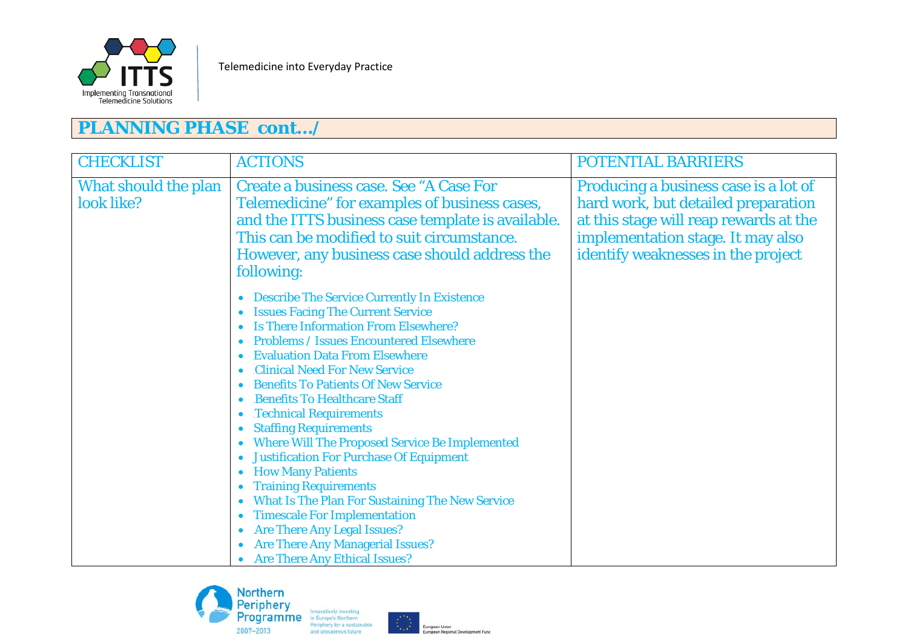## PLANNING PHASE cont.../

| CHECKLIST | ACTIONS | POTENTIAL BARRIERS |
|---|---|---|
| What should the plan look like? | Create a business case. See "A Case For Telemedicine" for examples of business cases, and the ITTS business case template is available. This can be modified to suit circumstance. However, any business case should address the following:<br>• Describe The Service Currently In Existence<br>• Issues Facing The Current Service<br>• Is There Information From Elsewhere?<br>• Problems / Issues Encountered Elsewhere<br>• Evaluation Data From Elsewhere<br>• Clinical Need For New Service<br>• Benefits To Patients Of New Service<br>• Benefits To Healthcare Staff<br>• Technical Requirements<br>• Staffing Requirements<br>• Where Will The Proposed Service Be Implemented<br>• Justification For Purchase Of Equipment<br>• How Many Patients<br>• Training Requirements<br>• What Is The Plan For Sustaining The New Service<br>• Timescale For Implementation<br>• Are There Any Legal Issues?<br>• Are There Any Managerial Issues?<br>• Are There Any Ethical Issues? | Producing a business case is a lot of hard work, but detailed preparation at this stage will reap rewards at the implementation stage. It may also identify weaknesses in the project |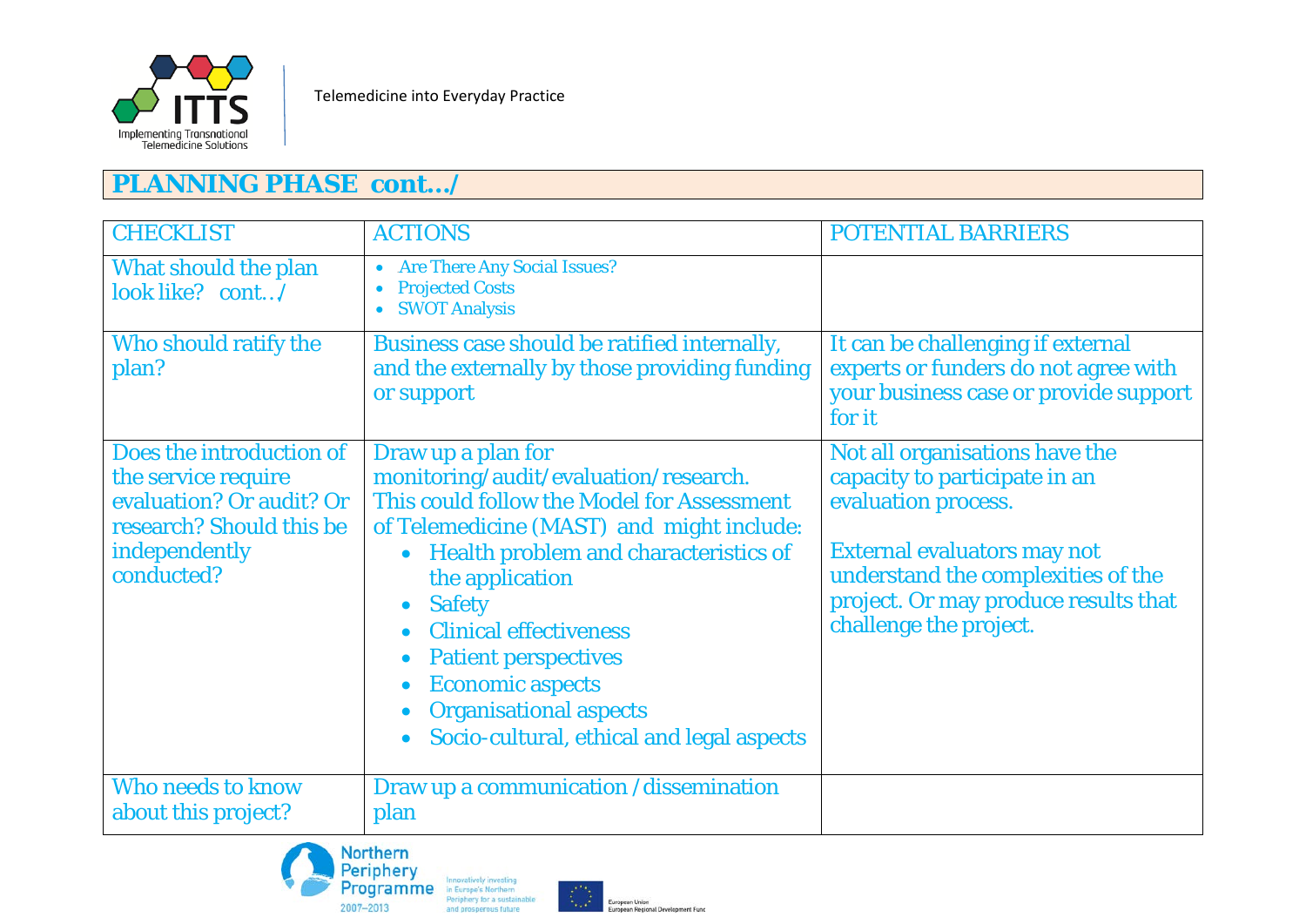## PLANNING PHASE cont…/

| CHECKLIST | ACTIONS | POTENTIAL BARRIERS |
|---|---|---|
| What should the plan look like? cont…/ | • Are There Any Social Issues?<br>• Projected Costs<br>• SWOT Analysis | |
| Who should ratify the plan? | Business case should be ratified internally, and the externally by those providing funding or support | It can be challenging if external experts or funders do not agree with your business case or provide support for it |
| Does the introduction of the service require evaluation? Or audit? Or research? Should this be independently conducted? | Draw up a plan for monitoring/audit/evaluation/research. This could follow the Model for Assessment of Telemedicine (MAST) and might include:<br>• Health problem and characteristics of the application<br>• Safety<br>• Clinical effectiveness<br>• Patient perspectives<br>• Economic aspects<br>• Organisational aspects<br>• Socio-cultural, ethical and legal aspects | Not all organisations have the capacity to participate in an evaluation process.<br><br>External evaluators may not understand the complexities of the project. Or may produce results that challenge the project. |
| Who needs to know about this project? | Draw up a communication /dissemination plan | |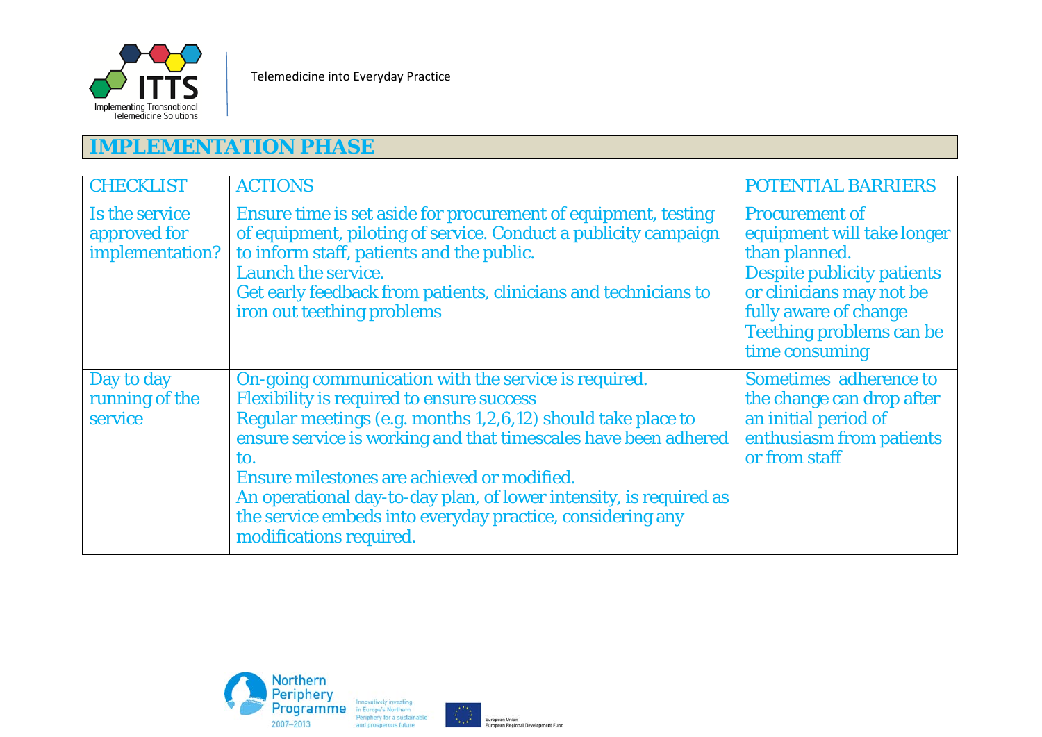## IMPLEMENTATION PHASE

| CHECKLIST | ACTIONS | POTENTIAL BARRIERS |
| --- | --- | --- |
| Is the service approved for implementation? | Ensure time is set aside for procurement of equipment, testing of equipment, piloting of service. Conduct a publicity campaign to inform staff, patients and the public.<br>Launch the service.<br>Get early feedback from patients, clinicians and technicians to iron out teething problems | Procurement of equipment will take longer than planned.<br>Despite publicity patients or clinicians may not be fully aware of change<br>Teething problems can be time consuming |
| Day to day running of the service | On-going communication with the service is required.<br>Flexibility is required to ensure success<br>Regular meetings (e.g. months 1,2,6,12) should take place to ensure service is working and that timescales have been adhered to.<br>Ensure milestones are achieved or modified.<br>An operational day-to-day plan, of lower intensity, is required as the service embeds into everyday practice, considering any modifications required. | Sometimes adherence to the change can drop after an initial period of enthusiasm from patients or from staff |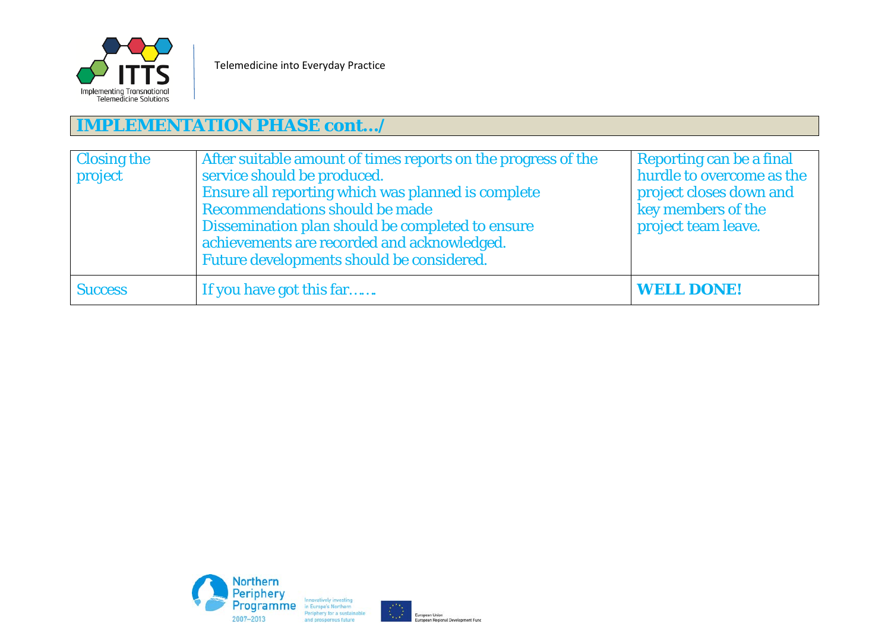## IMPLEMENTATION PHASE cont…/

| | | |
|---|---|---|
| Closing the project | After suitable amount of times reports on the progress of the service should be produced.<br>Ensure all reporting which was planned is complete<br>Recommendations should be made<br>Dissemination plan should be completed to ensure achievements are recorded and acknowledged.<br>Future developments should be considered. | Reporting can be a final hurdle to overcome as the project closes down and key members of the project team leave. |
| Success | If you have got this far…… | **WELL DONE!** |